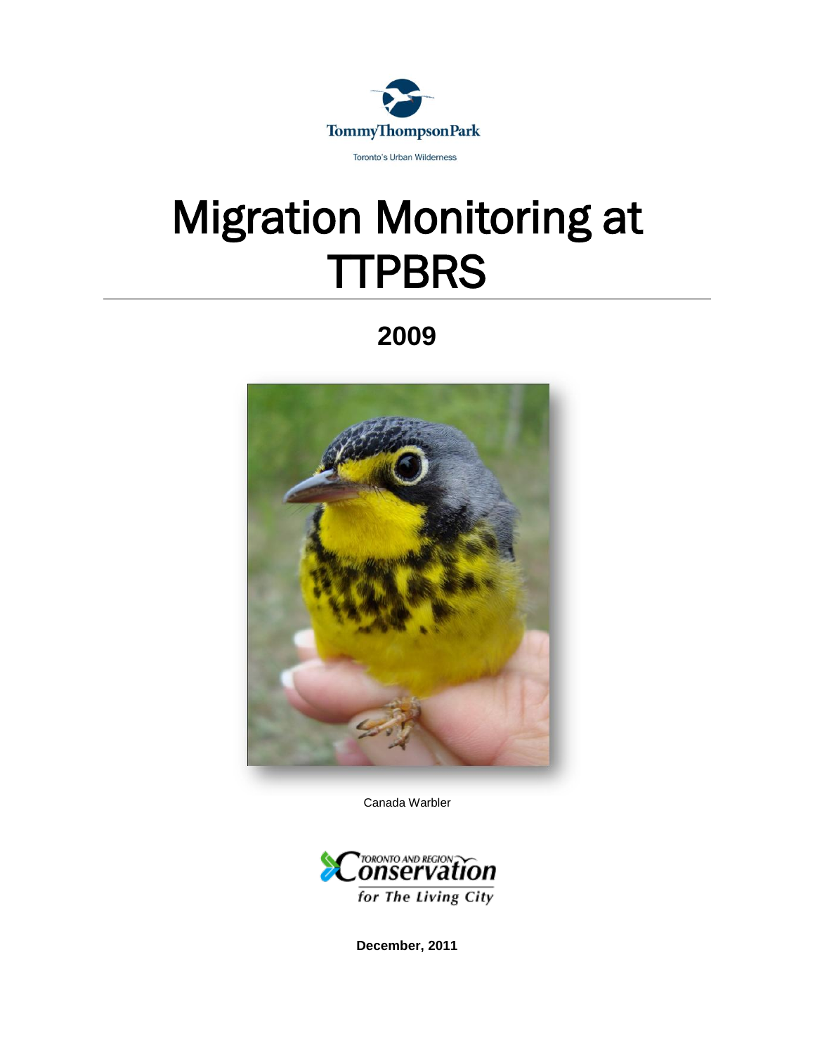Tommy Thompson Park

Toronto's Urban Wilderness

# Migration Monitoring at TTPBRS

## 2009

Canada Warbler

Toronto and Region Conservation for The Living City

**December, 2011**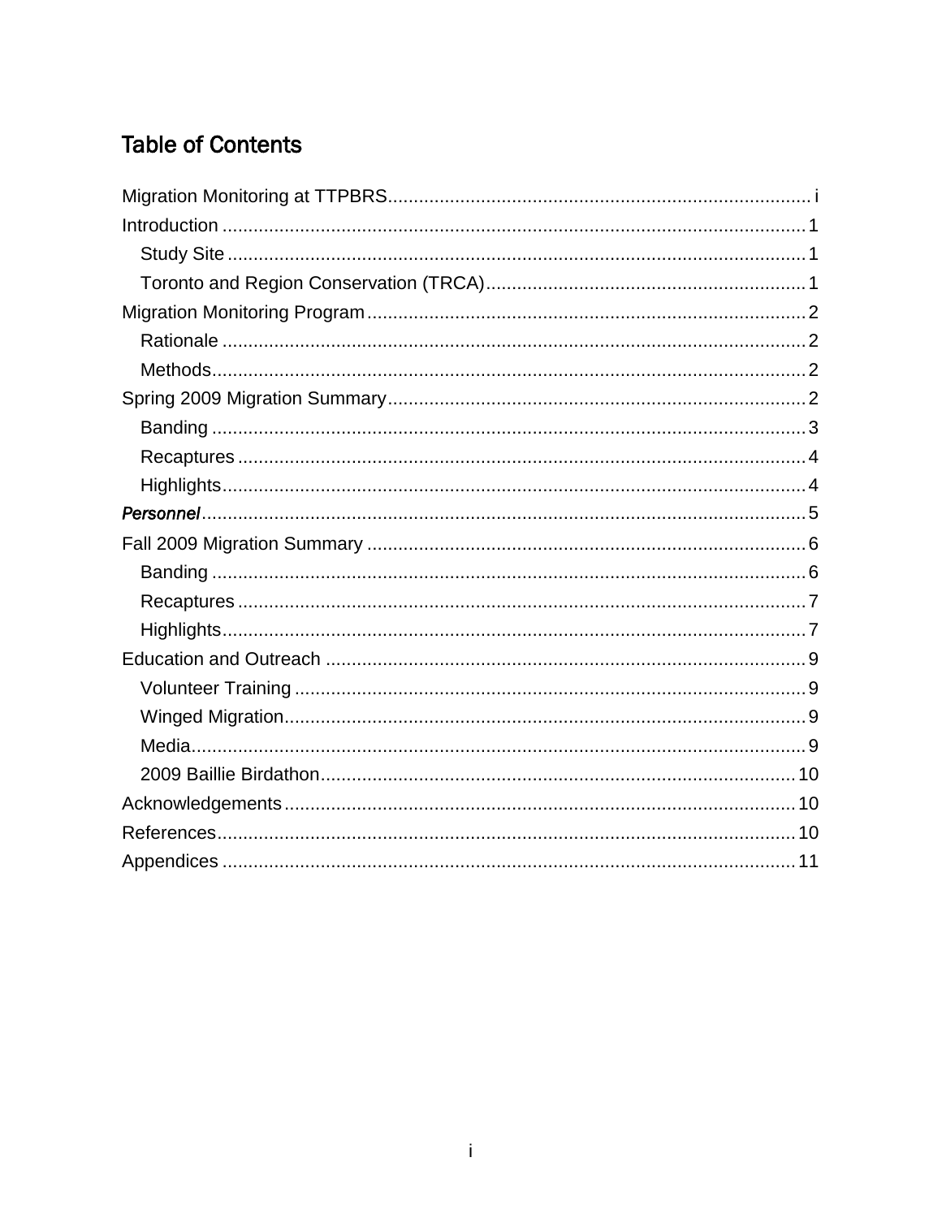# Table of Contents

Migration Monitoring at TTPBRS ........ i
Introduction ........ 1
  Study Site ........ 1
  Toronto and Region Conservation (TRCA) ........ 1
Migration Monitoring Program ........ 2
  Rationale ........ 2
  Methods ........ 2
Spring 2009 Migration Summary ........ 2
  Banding ........ 3
  Recaptures ........ 4
  Highlights ........ 4
*Personnel* ........ 5
Fall 2009 Migration Summary ........ 6
  Banding ........ 6
  Recaptures ........ 7
  Highlights ........ 7
Education and Outreach ........ 9
  Volunteer Training ........ 9
  Winged Migration ........ 9
  Media ........ 9
  2009 Baillie Birdathon ........ 10
Acknowledgements ........ 10
References ........ 10
Appendices ........ 11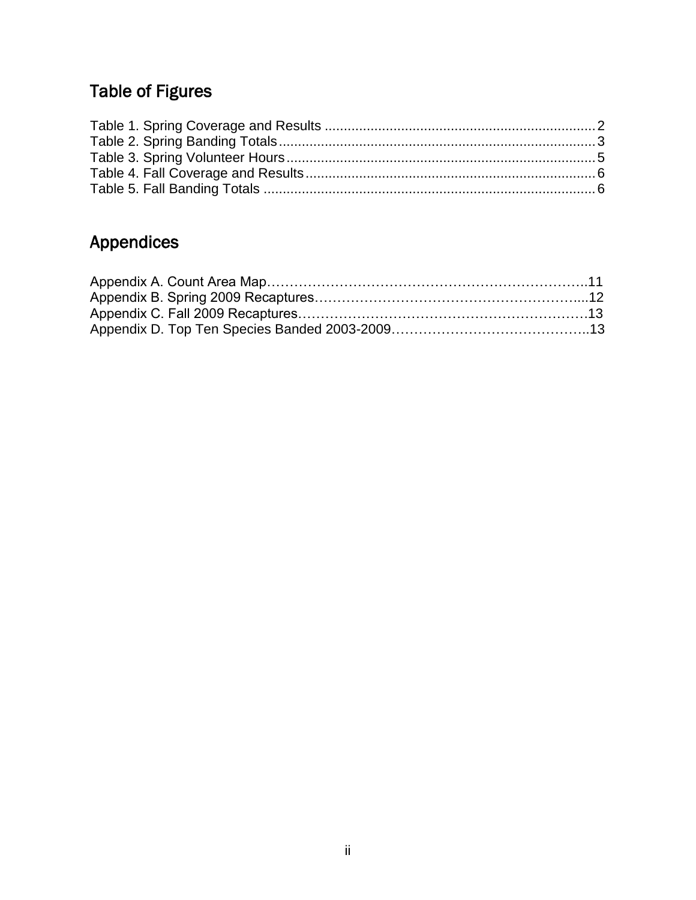## Table of Figures

Table 1. Spring Coverage and Results ..................................................................... 2
Table 2. Spring Banding Totals ................................................................................ 3
Table 3. Spring Volunteer Hours ............................................................................... 5
Table 4. Fall Coverage and Results .......................................................................... 6
Table 5. Fall Banding Totals ..................................................................................... 6

## Appendices

Appendix A. Count Area Map……………………………………………………………….11
Appendix B. Spring 2009 Recaptures……………………………………………………...12
Appendix C. Fall 2009 Recaptures…………………………………………………………13
Appendix D. Top Ten Species Banded 2003-2009……………………………………...13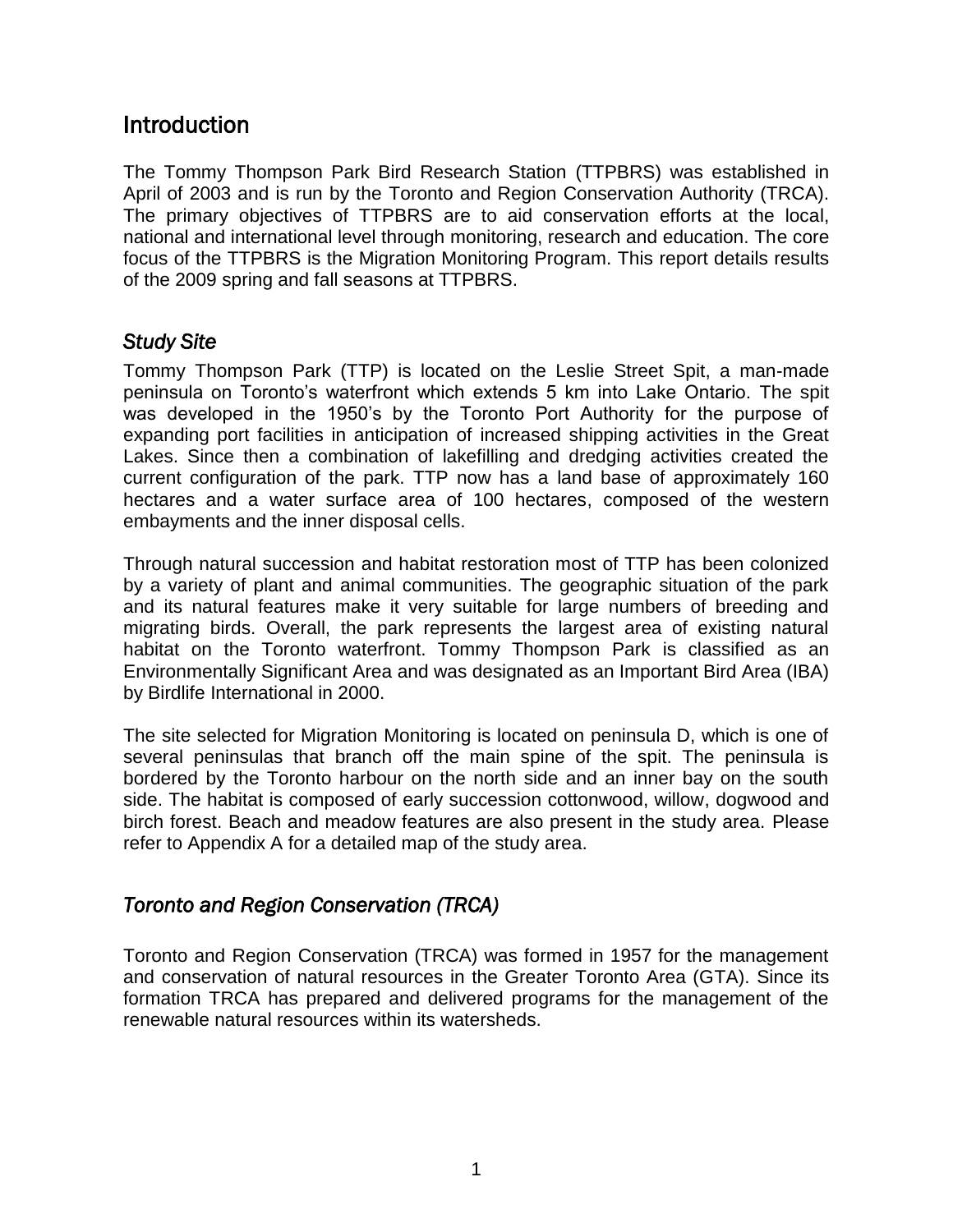# Introduction

The Tommy Thompson Park Bird Research Station (TTPBRS) was established in April of 2003 and is run by the Toronto and Region Conservation Authority (TRCA). The primary objectives of TTPBRS are to aid conservation efforts at the local, national and international level through monitoring, research and education. The core focus of the TTPBRS is the Migration Monitoring Program. This report details results of the 2009 spring and fall seasons at TTPBRS.

## *Study Site*

Tommy Thompson Park (TTP) is located on the Leslie Street Spit, a man-made peninsula on Toronto's waterfront which extends 5 km into Lake Ontario. The spit was developed in the 1950's by the Toronto Port Authority for the purpose of expanding port facilities in anticipation of increased shipping activities in the Great Lakes. Since then a combination of lakefilling and dredging activities created the current configuration of the park. TTP now has a land base of approximately 160 hectares and a water surface area of 100 hectares, composed of the western embayments and the inner disposal cells.

Through natural succession and habitat restoration most of TTP has been colonized by a variety of plant and animal communities. The geographic situation of the park and its natural features make it very suitable for large numbers of breeding and migrating birds. Overall, the park represents the largest area of existing natural habitat on the Toronto waterfront. Tommy Thompson Park is classified as an Environmentally Significant Area and was designated as an Important Bird Area (IBA) by Birdlife International in 2000.

The site selected for Migration Monitoring is located on peninsula D, which is one of several peninsulas that branch off the main spine of the spit. The peninsula is bordered by the Toronto harbour on the north side and an inner bay on the south side. The habitat is composed of early succession cottonwood, willow, dogwood and birch forest. Beach and meadow features are also present in the study area. Please refer to Appendix A for a detailed map of the study area.

## *Toronto and Region Conservation (TRCA)*

Toronto and Region Conservation (TRCA) was formed in 1957 for the management and conservation of natural resources in the Greater Toronto Area (GTA). Since its formation TRCA has prepared and delivered programs for the management of the renewable natural resources within its watersheds.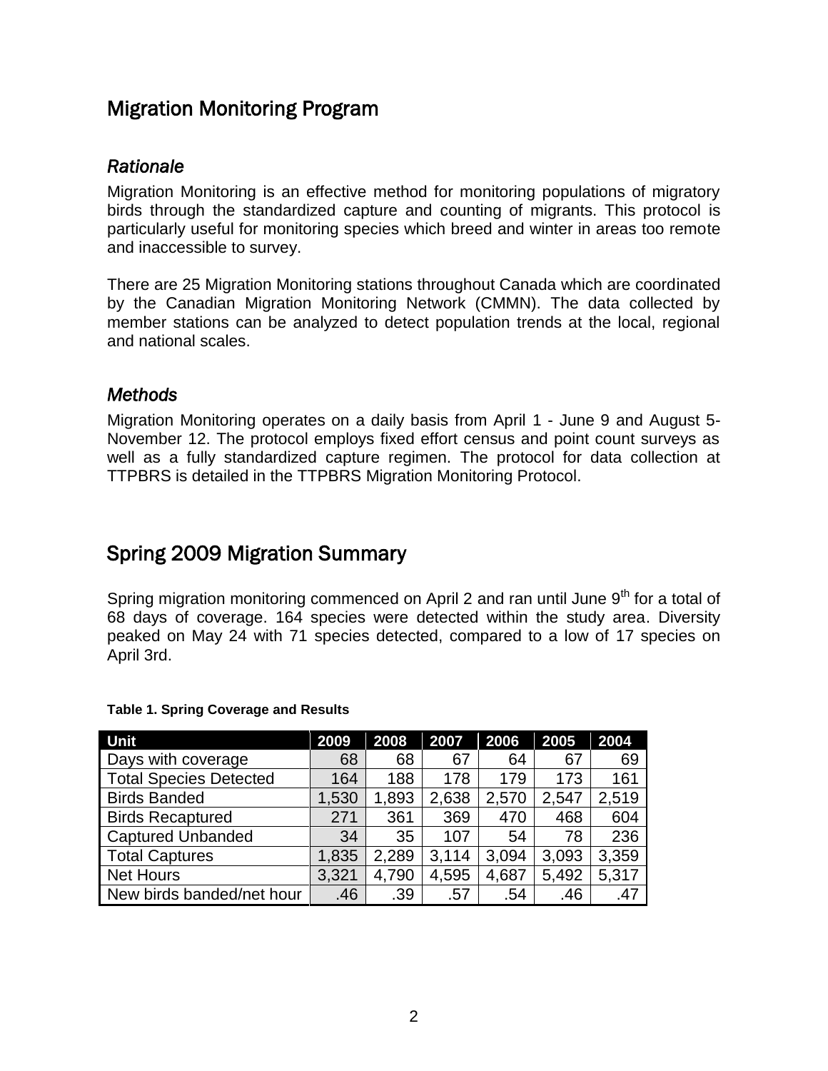# Migration Monitoring Program

## *Rationale*

Migration Monitoring is an effective method for monitoring populations of migratory birds through the standardized capture and counting of migrants. This protocol is particularly useful for monitoring species which breed and winter in areas too remote and inaccessible to survey.

There are 25 Migration Monitoring stations throughout Canada which are coordinated by the Canadian Migration Monitoring Network (CMMN). The data collected by member stations can be analyzed to detect population trends at the local, regional and national scales.

## *Methods*

Migration Monitoring operates on a daily basis from April 1 - June 9 and August 5-November 12. The protocol employs fixed effort census and point count surveys as well as a fully standardized capture regimen. The protocol for data collection at TTPBRS is detailed in the TTPBRS Migration Monitoring Protocol.

# Spring 2009 Migration Summary

Spring migration monitoring commenced on April 2 and ran until June 9th for a total of 68 days of coverage. 164 species were detected within the study area. Diversity peaked on May 24 with 71 species detected, compared to a low of 17 species on April 3rd.

**Table 1. Spring Coverage and Results**

| Unit | 2009 | 2008 | 2007 | 2006 | 2005 | 2004 |
|---|---|---|---|---|---|---|
| Days with coverage | 68 | 68 | 67 | 64 | 67 | 69 |
| Total Species Detected | 164 | 188 | 178 | 179 | 173 | 161 |
| Birds Banded | 1,530 | 1,893 | 2,638 | 2,570 | 2,547 | 2,519 |
| Birds Recaptured | 271 | 361 | 369 | 470 | 468 | 604 |
| Captured Unbanded | 34 | 35 | 107 | 54 | 78 | 236 |
| Total Captures | 1,835 | 2,289 | 3,114 | 3,094 | 3,093 | 3,359 |
| Net Hours | 3,321 | 4,790 | 4,595 | 4,687 | 5,492 | 5,317 |
| New birds banded/net hour | .46 | .39 | .57 | .54 | .46 | .47 |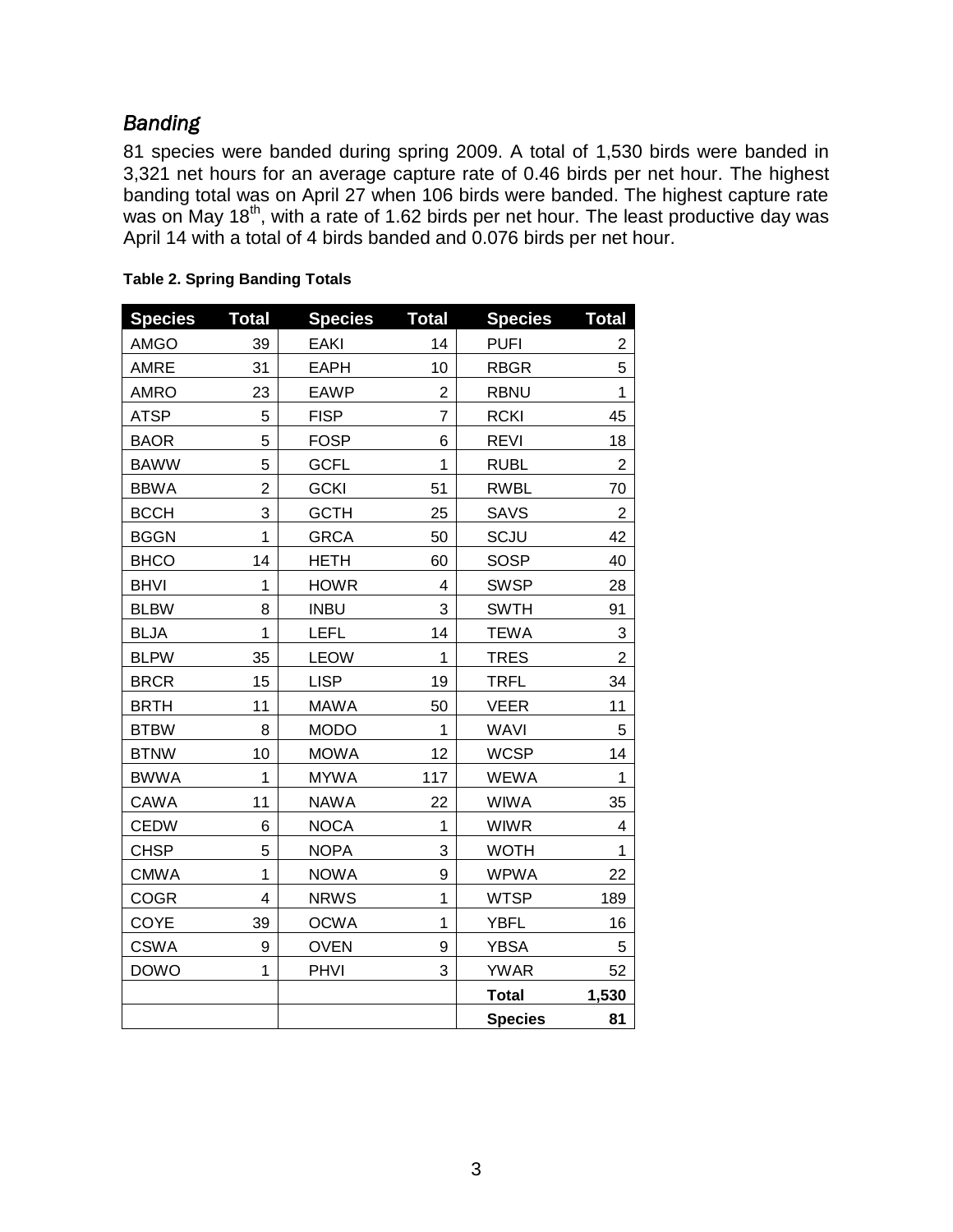## *Banding*

81 species were banded during spring 2009. A total of 1,530 birds were banded in 3,321 net hours for an average capture rate of 0.46 birds per net hour. The highest banding total was on April 27 when 106 birds were banded. The highest capture rate was on May 18$^{th}$, with a rate of 1.62 birds per net hour. The least productive day was April 14 with a total of 4 birds banded and 0.076 birds per net hour.

**Table 2. Spring Banding Totals**

| Species | Total | Species | Total | Species | Total |
|---|---|---|---|---|---|
| AMGO | 39 | EAKI | 14 | PUFI | 2 |
| AMRE | 31 | EAPH | 10 | RBGR | 5 |
| AMRO | 23 | EAWP | 2 | RBNU | 1 |
| ATSP | 5 | FISP | 7 | RCKI | 45 |
| BAOR | 5 | FOSP | 6 | REVI | 18 |
| BAWW | 5 | GCFL | 1 | RUBL | 2 |
| BBWA | 2 | GCKI | 51 | RWBL | 70 |
| BCCH | 3 | GCTH | 25 | SAVS | 2 |
| BGGN | 1 | GRCA | 50 | SCJU | 42 |
| BHCO | 14 | HETH | 60 | SOSP | 40 |
| BHVI | 1 | HOWR | 4 | SWSP | 28 |
| BLBW | 8 | INBU | 3 | SWTH | 91 |
| BLJA | 1 | LEFL | 14 | TEWA | 3 |
| BLPW | 35 | LEOW | 1 | TRES | 2 |
| BRCR | 15 | LISP | 19 | TRFL | 34 |
| BRTH | 11 | MAWA | 50 | VEER | 11 |
| BTBW | 8 | MODO | 1 | WAVI | 5 |
| BTNW | 10 | MOWA | 12 | WCSP | 14 |
| BWWA | 1 | MYWA | 117 | WEWA | 1 |
| CAWA | 11 | NAWA | 22 | WIWA | 35 |
| CEDW | 6 | NOCA | 1 | WIWR | 4 |
| CHSP | 5 | NOPA | 3 | WOTH | 1 |
| CMWA | 1 | NOWA | 9 | WPWA | 22 |
| COGR | 4 | NRWS | 1 | WTSP | 189 |
| COYE | 39 | OCWA | 1 | YBFL | 16 |
| CSWA | 9 | OVEN | 9 | YBSA | 5 |
| DOWO | 1 | PHVI | 3 | YWAR | 52 |
| | | | | **Total** | **1,530** |
| | | | | **Species** | **81** |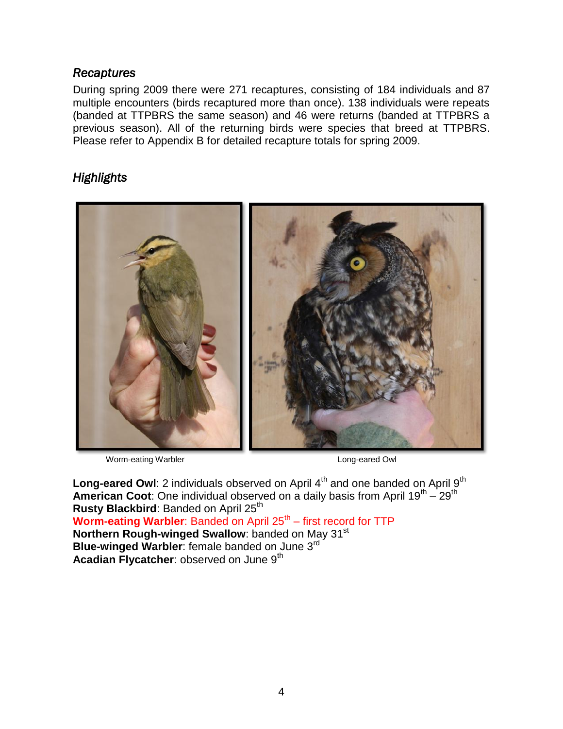### *Recaptures*

During spring 2009 there were 271 recaptures, consisting of 184 individuals and 87 multiple encounters (birds recaptured more than once). 138 individuals were repeats (banded at TTPBRS the same season) and 46 were returns (banded at TTPBRS a previous season). All of the returning birds were species that breed at TTPBRS. Please refer to Appendix B for detailed recapture totals for spring 2009.

### *Highlights*

Worm-eating Warbler

Long-eared Owl

**Long-eared Owl**: 2 individuals observed on April 4th and one banded on April 9th
**American Coot**: One individual observed on a daily basis from April 19th – 29th
**Rusty Blackbird**: Banded on April 25th
**Worm-eating Warbler**: Banded on April 25th – first record for TTP
**Northern Rough-winged Swallow**: banded on May 31st
**Blue-winged Warbler**: female banded on June 3rd
**Acadian Flycatcher**: observed on June 9th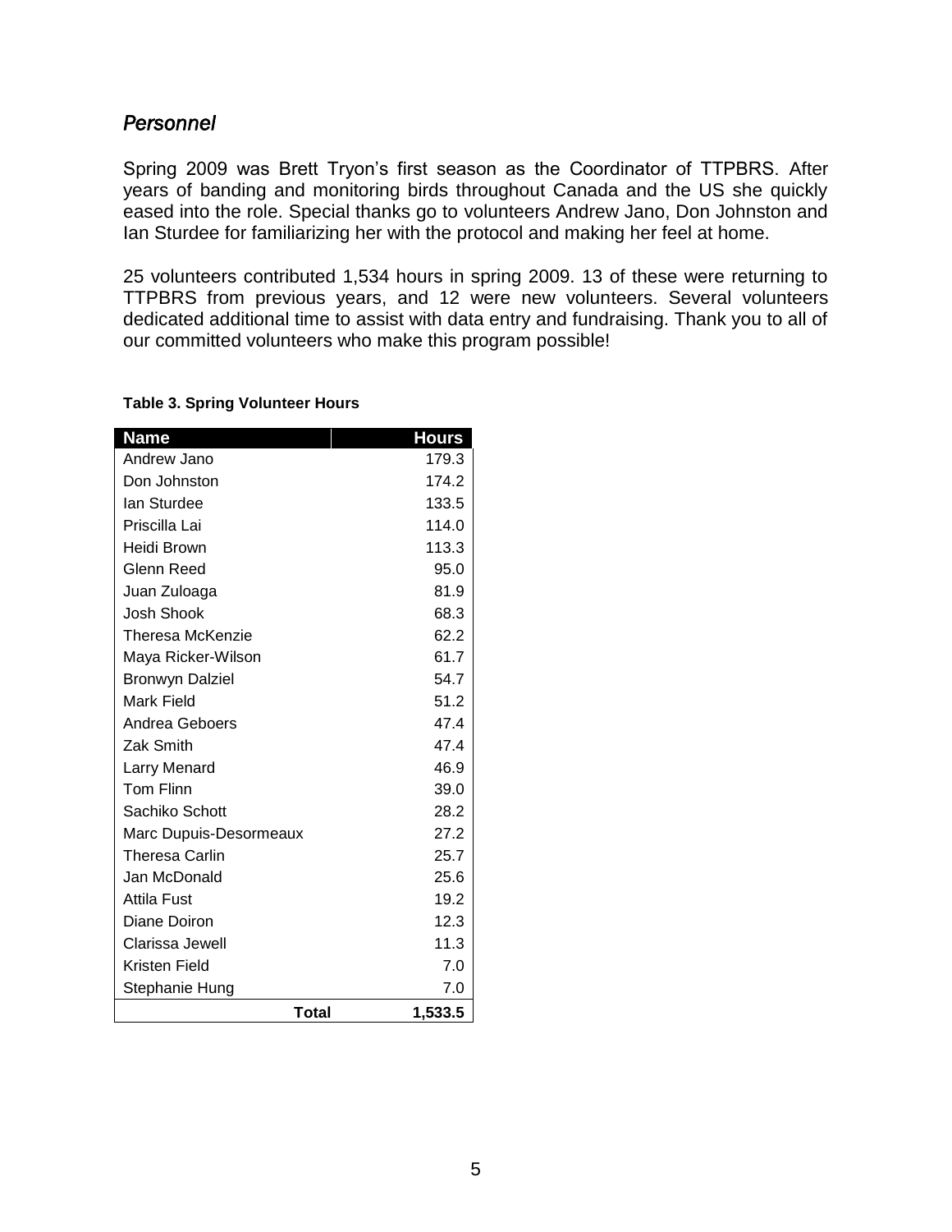## *Personnel*

Spring 2009 was Brett Tryon's first season as the Coordinator of TTPBRS. After years of banding and monitoring birds throughout Canada and the US she quickly eased into the role. Special thanks go to volunteers Andrew Jano, Don Johnston and Ian Sturdee for familiarizing her with the protocol and making her feel at home.

25 volunteers contributed 1,534 hours in spring 2009. 13 of these were returning to TTPBRS from previous years, and 12 were new volunteers. Several volunteers dedicated additional time to assist with data entry and fundraising. Thank you to all of our committed volunteers who make this program possible!

**Table 3. Spring Volunteer Hours**

| Name | Hours |
|---|---|
| Andrew Jano | 179.3 |
| Don Johnston | 174.2 |
| Ian Sturdee | 133.5 |
| Priscilla Lai | 114.0 |
| Heidi Brown | 113.3 |
| Glenn Reed | 95.0 |
| Juan Zuloaga | 81.9 |
| Josh Shook | 68.3 |
| Theresa McKenzie | 62.2 |
| Maya Ricker-Wilson | 61.7 |
| Bronwyn Dalziel | 54.7 |
| Mark Field | 51.2 |
| Andrea Geboers | 47.4 |
| Zak Smith | 47.4 |
| Larry Menard | 46.9 |
| Tom Flinn | 39.0 |
| Sachiko Schott | 28.2 |
| Marc Dupuis-Desormeaux | 27.2 |
| Theresa Carlin | 25.7 |
| Jan McDonald | 25.6 |
| Attila Fust | 19.2 |
| Diane Doiron | 12.3 |
| Clarissa Jewell | 11.3 |
| Kristen Field | 7.0 |
| Stephanie Hung | 7.0 |
| **Total** | **1,533.5** |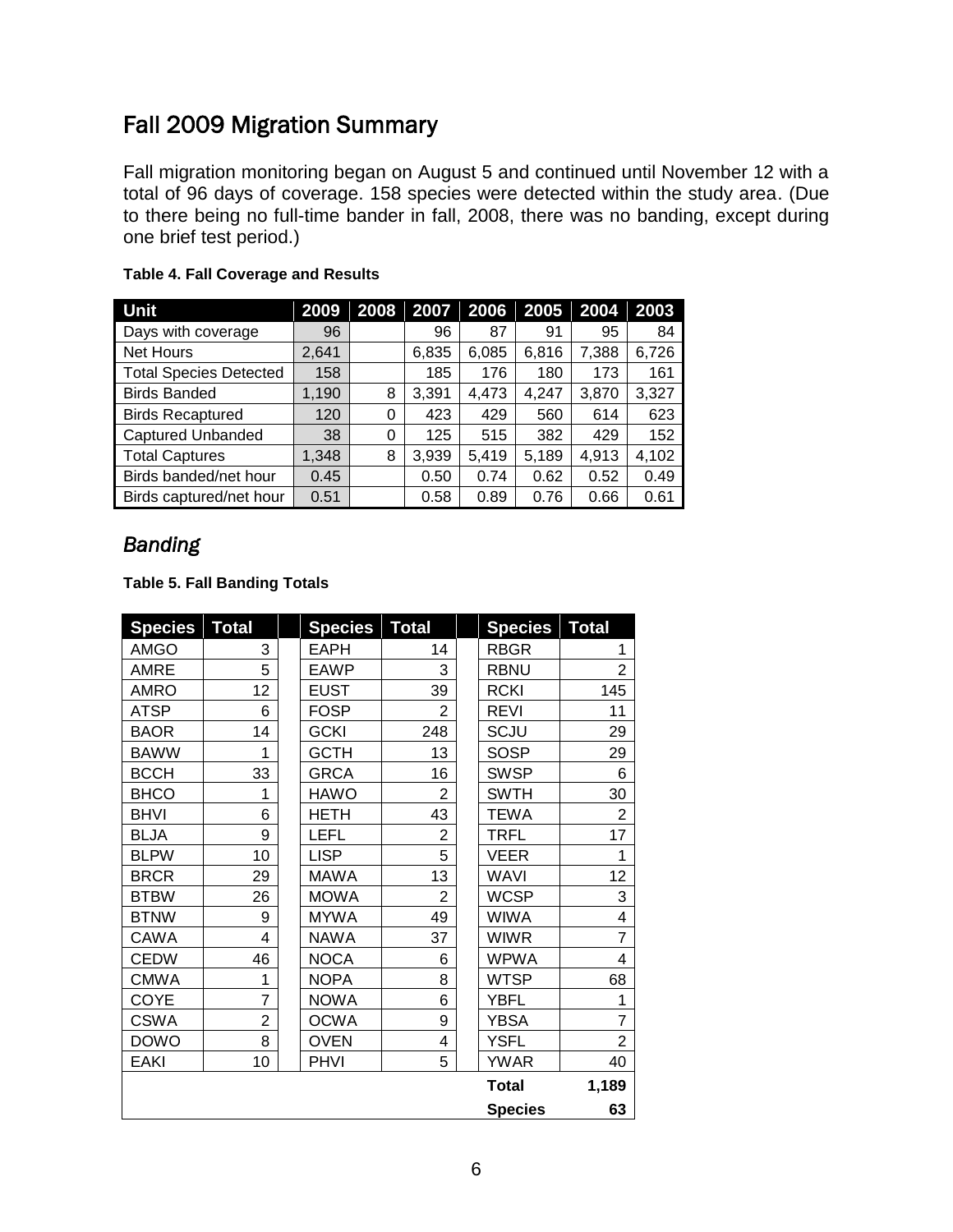## Fall 2009 Migration Summary

Fall migration monitoring began on August 5 and continued until November 12 with a total of 96 days of coverage. 158 species were detected within the study area. (Due to there being no full-time bander in fall, 2008, there was no banding, except during one brief test period.)

**Table 4. Fall Coverage and Results**

| Unit | 2009 | 2008 | 2007 | 2006 | 2005 | 2004 | 2003 |
|---|---|---|---|---|---|---|---|
| Days with coverage | 96 | | 96 | 87 | 91 | 95 | 84 |
| Net Hours | 2,641 | | 6,835 | 6,085 | 6,816 | 7,388 | 6,726 |
| Total Species Detected | 158 | | 185 | 176 | 180 | 173 | 161 |
| Birds Banded | 1,190 | 8 | 3,391 | 4,473 | 4,247 | 3,870 | 3,327 |
| Birds Recaptured | 120 | 0 | 423 | 429 | 560 | 614 | 623 |
| Captured Unbanded | 38 | 0 | 125 | 515 | 382 | 429 | 152 |
| Total Captures | 1,348 | 8 | 3,939 | 5,419 | 5,189 | 4,913 | 4,102 |
| Birds banded/net hour | 0.45 | | 0.50 | 0.74 | 0.62 | 0.52 | 0.49 |
| Birds captured/net hour | 0.51 | | 0.58 | 0.89 | 0.76 | 0.66 | 0.61 |

### *Banding*

**Table 5. Fall Banding Totals**

| Species | Total | Species | Total | Species | Total |
|---|---|---|---|---|---|
| AMGO | 3 | EAPH | 14 | RBGR | 1 |
| AMRE | 5 | EAWP | 3 | RBNU | 2 |
| AMRO | 12 | EUST | 39 | RCKI | 145 |
| ATSP | 6 | FOSP | 2 | REVI | 11 |
| BAOR | 14 | GCKI | 248 | SCJU | 29 |
| BAWW | 1 | GCTH | 13 | SOSP | 29 |
| BCCH | 33 | GRCA | 16 | SWSP | 6 |
| BHCO | 1 | HAWO | 2 | SWTH | 30 |
| BHVI | 6 | HETH | 43 | TEWA | 2 |
| BLJA | 9 | LEFL | 2 | TRFL | 17 |
| BLPW | 10 | LISP | 5 | VEER | 1 |
| BRCR | 29 | MAWA | 13 | WAVI | 12 |
| BTBW | 26 | MOWA | 2 | WCSP | 3 |
| BTNW | 9 | MYWA | 49 | WIWA | 4 |
| CAWA | 4 | NAWA | 37 | WIWR | 7 |
| CEDW | 46 | NOCA | 6 | WPWA | 4 |
| CMWA | 1 | NOPA | 8 | WTSP | 68 |
| COYE | 7 | NOWA | 6 | YBFL | 1 |
| CSWA | 2 | OCWA | 9 | YBSA | 7 |
| DOWO | 8 | OVEN | 4 | YSFL | 2 |
| EAKI | 10 | PHVI | 5 | YWAR | 40 |
| | | | | **Total** | **1,189** |
| | | | | **Species** | **63** |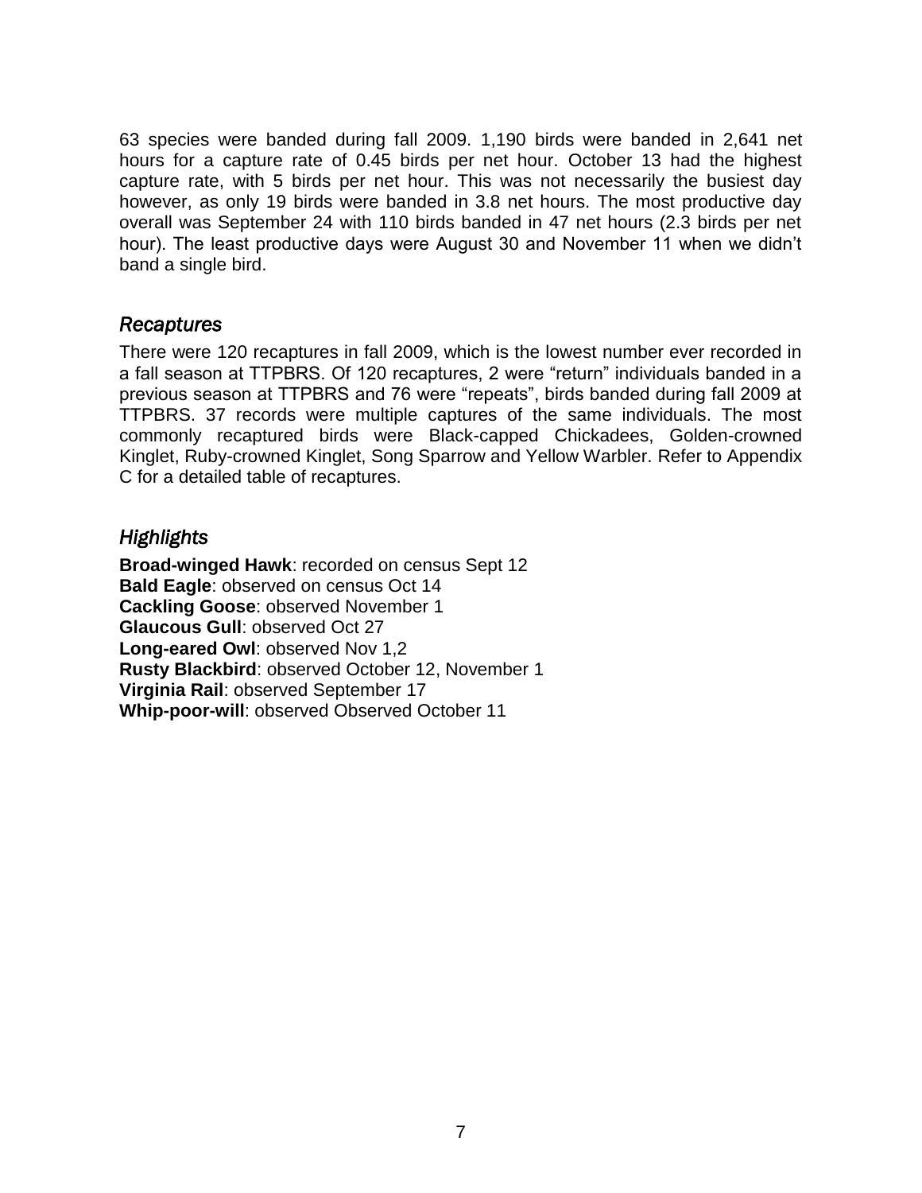63 species were banded during fall 2009. 1,190 birds were banded in 2,641 net hours for a capture rate of 0.45 birds per net hour. October 13 had the highest capture rate, with 5 birds per net hour. This was not necessarily the busiest day however, as only 19 birds were banded in 3.8 net hours. The most productive day overall was September 24 with 110 birds banded in 47 net hours (2.3 birds per net hour). The least productive days were August 30 and November 11 when we didn't band a single bird.

## *Recaptures*

There were 120 recaptures in fall 2009, which is the lowest number ever recorded in a fall season at TTPBRS. Of 120 recaptures, 2 were "return" individuals banded in a previous season at TTPBRS and 76 were "repeats", birds banded during fall 2009 at TTPBRS. 37 records were multiple captures of the same individuals. The most commonly recaptured birds were Black-capped Chickadees, Golden-crowned Kinglet, Ruby-crowned Kinglet, Song Sparrow and Yellow Warbler. Refer to Appendix C for a detailed table of recaptures.

## *Highlights*

**Broad-winged Hawk**: recorded on census Sept 12
**Bald Eagle**: observed on census Oct 14
**Cackling Goose**: observed November 1
**Glaucous Gull**: observed Oct 27
**Long-eared Owl**: observed Nov 1,2
**Rusty Blackbird**: observed October 12, November 1
**Virginia Rail**: observed September 17
**Whip-poor-will**: observed Observed October 11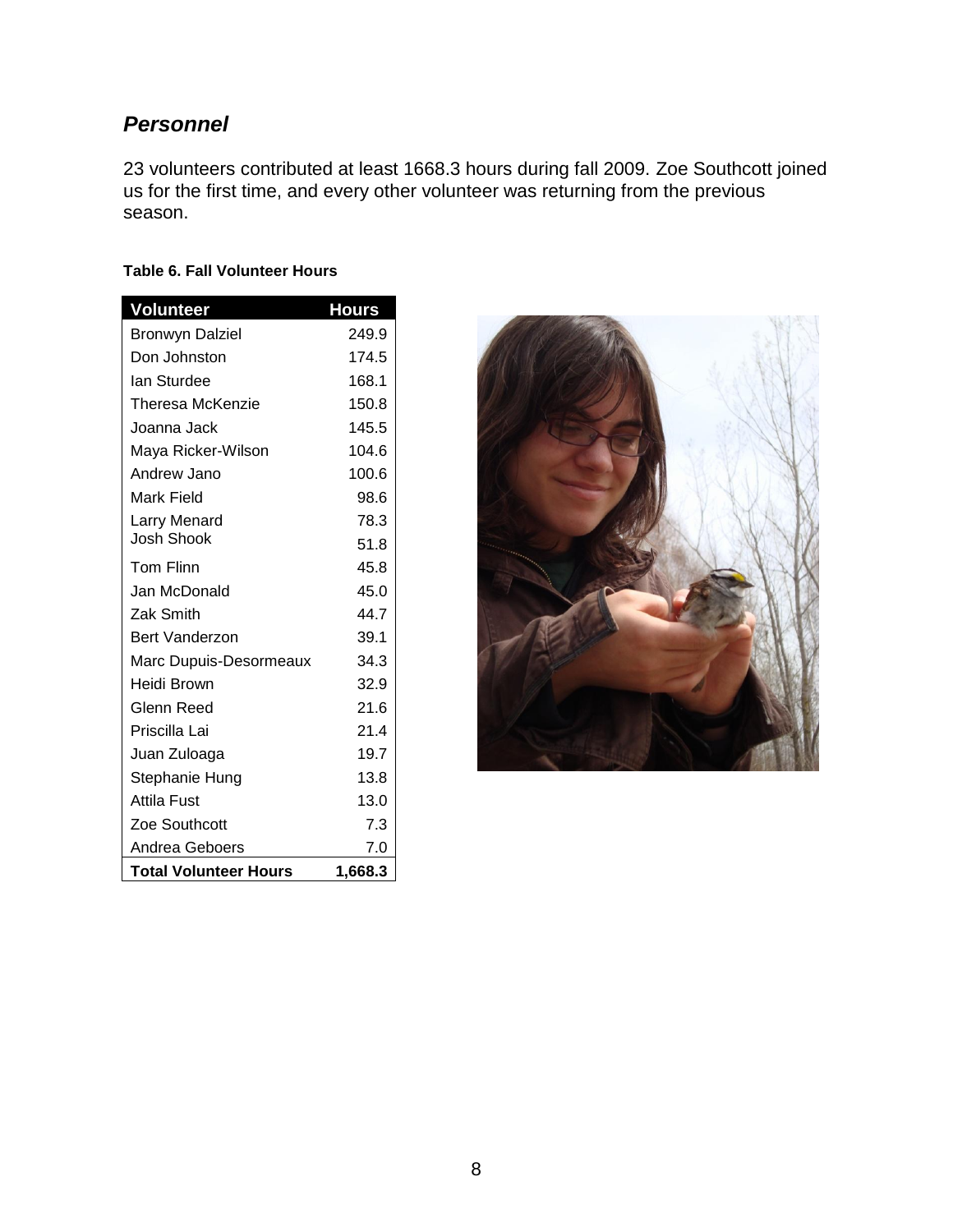## *Personnel*

23 volunteers contributed at least 1668.3 hours during fall 2009. Zoe Southcott joined us for the first time, and every other volunteer was returning from the previous season.

**Table 6. Fall Volunteer Hours**

| Volunteer | Hours |
|---|---|
| Bronwyn Dalziel | 249.9 |
| Don Johnston | 174.5 |
| Ian Sturdee | 168.1 |
| Theresa McKenzie | 150.8 |
| Joanna Jack | 145.5 |
| Maya Ricker-Wilson | 104.6 |
| Andrew Jano | 100.6 |
| Mark Field | 98.6 |
| Larry Menard | 78.3 |
| Josh Shook | 51.8 |
| Tom Flinn | 45.8 |
| Jan McDonald | 45.0 |
| Zak Smith | 44.7 |
| Bert Vanderzon | 39.1 |
| Marc Dupuis-Desormeaux | 34.3 |
| Heidi Brown | 32.9 |
| Glenn Reed | 21.6 |
| Priscilla Lai | 21.4 |
| Juan Zuloaga | 19.7 |
| Stephanie Hung | 13.8 |
| Attila Fust | 13.0 |
| Zoe Southcott | 7.3 |
| Andrea Geboers | 7.0 |
| **Total Volunteer Hours** | **1,668.3** |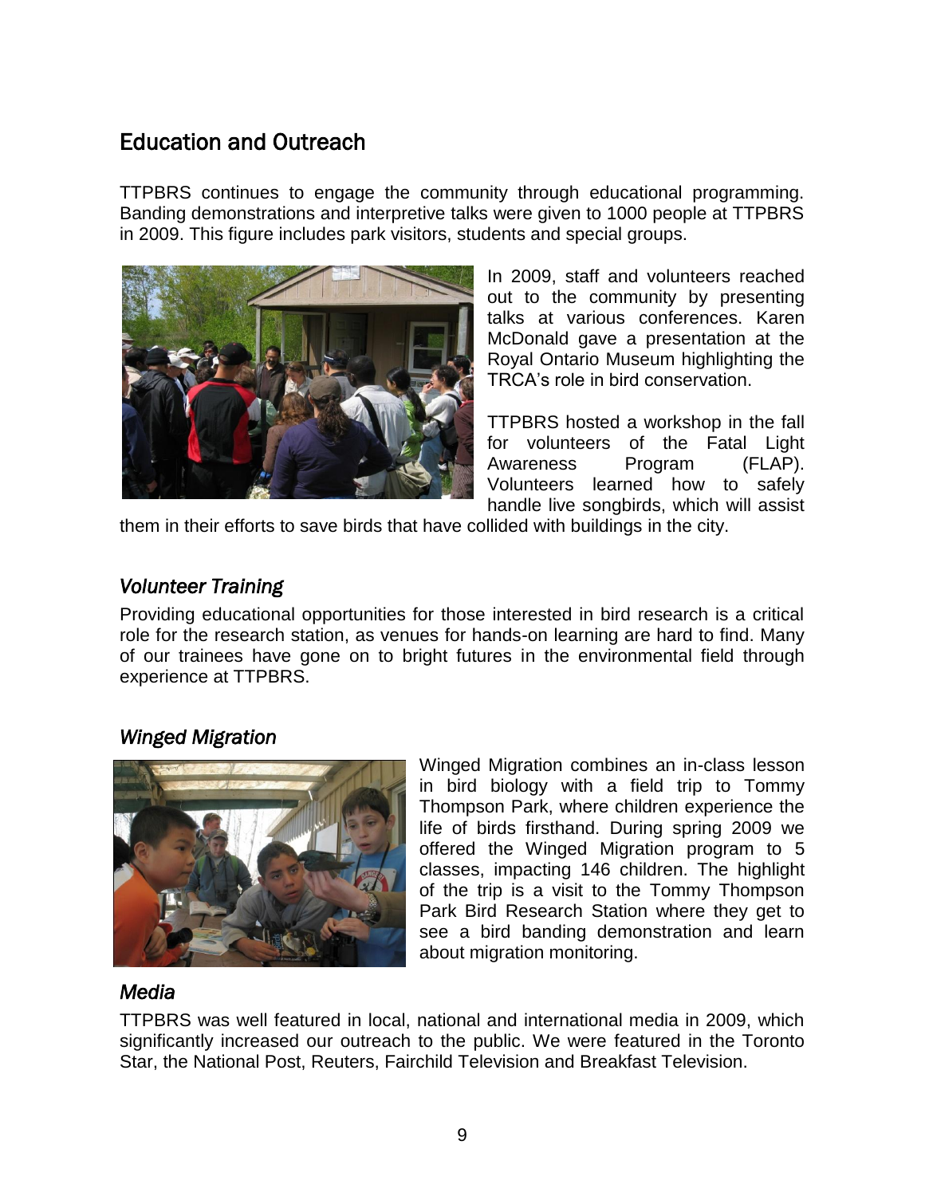## Education and Outreach

TTPBRS continues to engage the community through educational programming. Banding demonstrations and interpretive talks were given to 1000 people at TTPBRS in 2009. This figure includes park visitors, students and special groups.

In 2009, staff and volunteers reached out to the community by presenting talks at various conferences. Karen McDonald gave a presentation at the Royal Ontario Museum highlighting the TRCA's role in bird conservation.

TTPBRS hosted a workshop in the fall for volunteers of the Fatal Light Awareness Program (FLAP). Volunteers learned how to safely handle live songbirds, which will assist them in their efforts to save birds that have collided with buildings in the city.

### *Volunteer Training*

Providing educational opportunities for those interested in bird research is a critical role for the research station, as venues for hands-on learning are hard to find. Many of our trainees have gone on to bright futures in the environmental field through experience at TTPBRS.

### *Winged Migration*

Winged Migration combines an in-class lesson in bird biology with a field trip to Tommy Thompson Park, where children experience the life of birds firsthand. During spring 2009 we offered the Winged Migration program to 5 classes, impacting 146 children. The highlight of the trip is a visit to the Tommy Thompson Park Bird Research Station where they get to see a bird banding demonstration and learn about migration monitoring.

### *Media*

TTPBRS was well featured in local, national and international media in 2009, which significantly increased our outreach to the public. We were featured in the Toronto Star, the National Post, Reuters, Fairchild Television and Breakfast Television.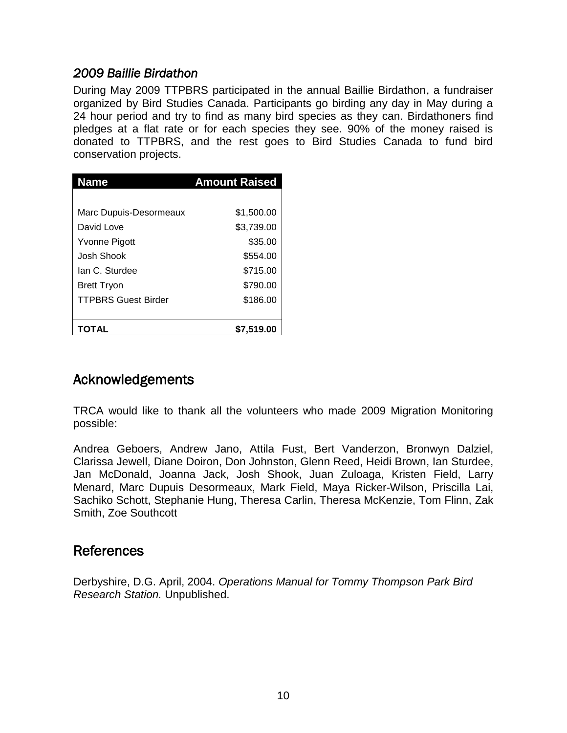### *2009 Baillie Birdathon*

During May 2009 TTPBRS participated in the annual Baillie Birdathon, a fundraiser organized by Bird Studies Canada. Participants go birding any day in May during a 24 hour period and try to find as many bird species as they can. Birdathoners find pledges at a flat rate or for each species they see. 90% of the money raised is donated to TTPBRS, and the rest goes to Bird Studies Canada to fund bird conservation projects.

| Name | Amount Raised |
|---|---|
| Marc Dupuis-Desormeaux | $1,500.00 |
| David Love | $3,739.00 |
| Yvonne Pigott | $35.00 |
| Josh Shook | $554.00 |
| Ian C. Sturdee | $715.00 |
| Brett Tryon | $790.00 |
| TTPBRS Guest Birder | $186.00 |
| **TOTAL** | **$7,519.00** |

## Acknowledgements

TRCA would like to thank all the volunteers who made 2009 Migration Monitoring possible:

Andrea Geboers, Andrew Jano, Attila Fust, Bert Vanderzon, Bronwyn Dalziel, Clarissa Jewell, Diane Doiron, Don Johnston, Glenn Reed, Heidi Brown, Ian Sturdee, Jan McDonald, Joanna Jack, Josh Shook, Juan Zuloaga, Kristen Field, Larry Menard, Marc Dupuis Desormeaux, Mark Field, Maya Ricker-Wilson, Priscilla Lai, Sachiko Schott, Stephanie Hung, Theresa Carlin, Theresa McKenzie, Tom Flinn, Zak Smith, Zoe Southcott

## References

Derbyshire, D.G. April, 2004. *Operations Manual for Tommy Thompson Park Bird Research Station.* Unpublished.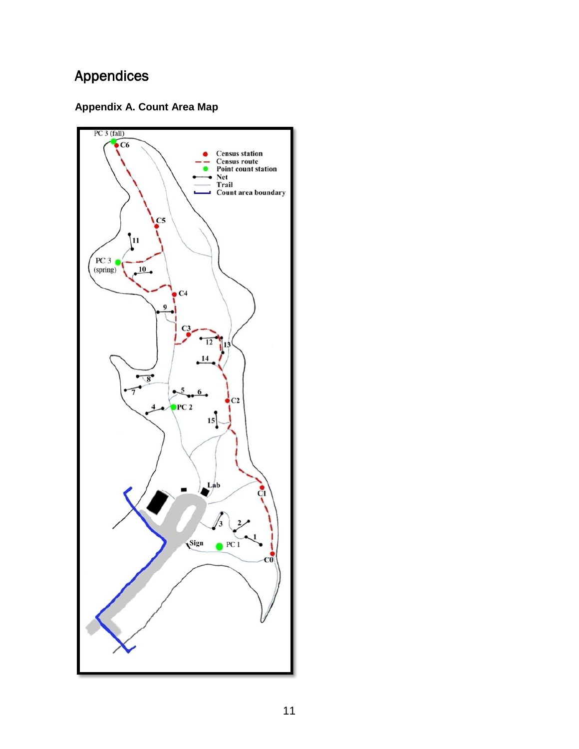# Appendices

### Appendix A. Count Area Map

PC 3 (fall)
C6
Census station
Census route
Point count station
Net
Trail
Count area boundary
C5
11
PC 3 (spring)
10
C4
9
C3
12
13
14
8
7
5
6
C2
4
PC 2
15
Lab
C1
3
2
1
Sign
PC 1
C0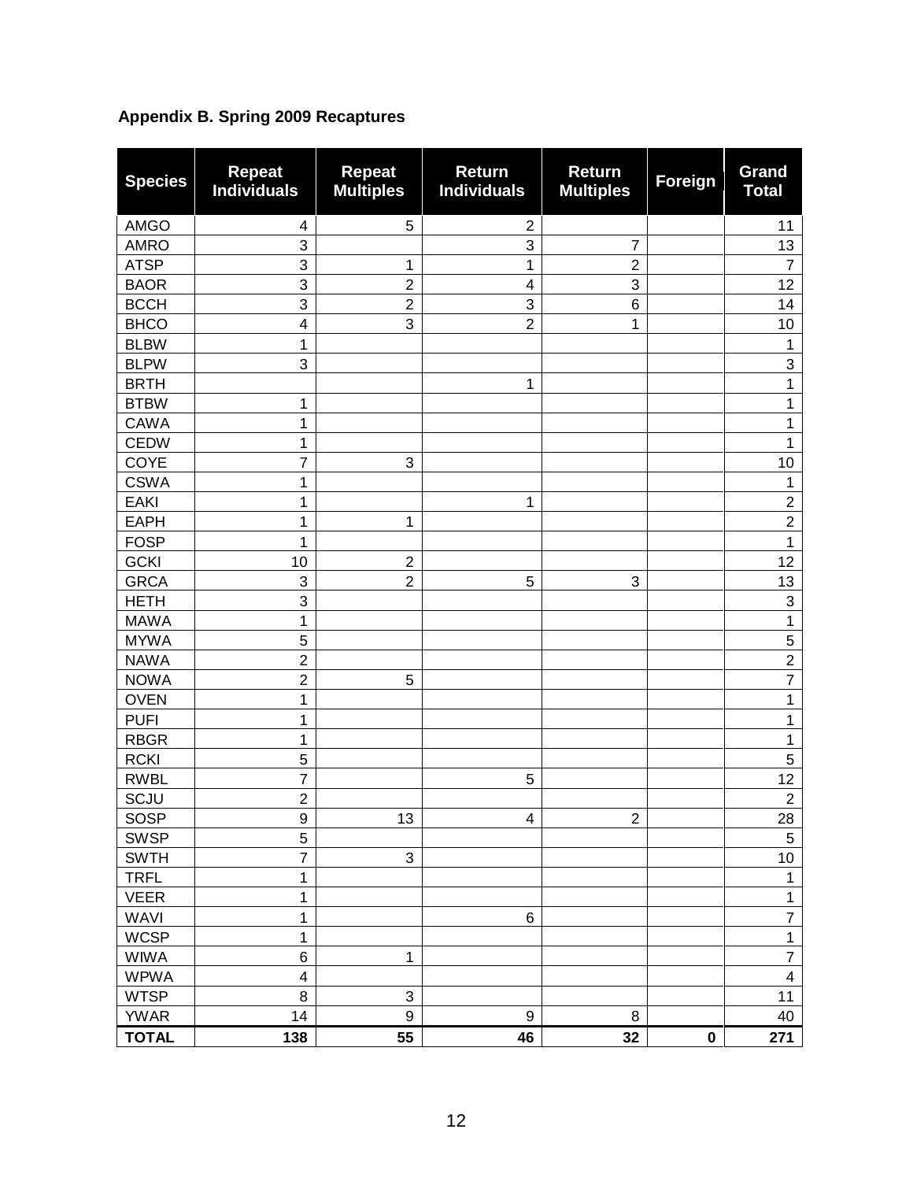**Appendix B. Spring 2009 Recaptures**

| Species | Repeat Individuals | Repeat Multiples | Return Individuals | Return Multiples | Foreign | Grand Total |
|---|---|---|---|---|---|---|
| AMGO | 4 | 5 | 2 | | | 11 |
| AMRO | 3 | | 3 | 7 | | 13 |
| ATSP | 3 | 1 | 1 | 2 | | 7 |
| BAOR | 3 | 2 | 4 | 3 | | 12 |
| BCCH | 3 | 2 | 3 | 6 | | 14 |
| BHCO | 4 | 3 | 2 | 1 | | 10 |
| BLBW | 1 | | | | | 1 |
| BLPW | 3 | | | | | 3 |
| BRTH | | | 1 | | | 1 |
| BTBW | 1 | | | | | 1 |
| CAWA | 1 | | | | | 1 |
| CEDW | 1 | | | | | 1 |
| COYE | 7 | 3 | | | | 10 |
| CSWA | 1 | | | | | 1 |
| EAKI | 1 | | 1 | | | 2 |
| EAPH | 1 | 1 | | | | 2 |
| FOSP | 1 | | | | | 1 |
| GCKI | 10 | 2 | | | | 12 |
| GRCA | 3 | 2 | 5 | 3 | | 13 |
| HETH | 3 | | | | | 3 |
| MAWA | 1 | | | | | 1 |
| MYWA | 5 | | | | | 5 |
| NAWA | 2 | | | | | 2 |
| NOWA | 2 | 5 | | | | 7 |
| OVEN | 1 | | | | | 1 |
| PUFI | 1 | | | | | 1 |
| RBGR | 1 | | | | | 1 |
| RCKI | 5 | | | | | 5 |
| RWBL | 7 | | 5 | | | 12 |
| SCJU | 2 | | | | | 2 |
| SOSP | 9 | 13 | 4 | 2 | | 28 |
| SWSP | 5 | | | | | 5 |
| SWTH | 7 | 3 | | | | 10 |
| TRFL | 1 | | | | | 1 |
| VEER | 1 | | | | | 1 |
| WAVI | 1 | | 6 | | | 7 |
| WCSP | 1 | | | | | 1 |
| WIWA | 6 | 1 | | | | 7 |
| WPWA | 4 | | | | | 4 |
| WTSP | 8 | 3 | | | | 11 |
| YWAR | 14 | 9 | 9 | 8 | | 40 |
| **TOTAL** | **138** | **55** | **46** | **32** | **0** | **271** |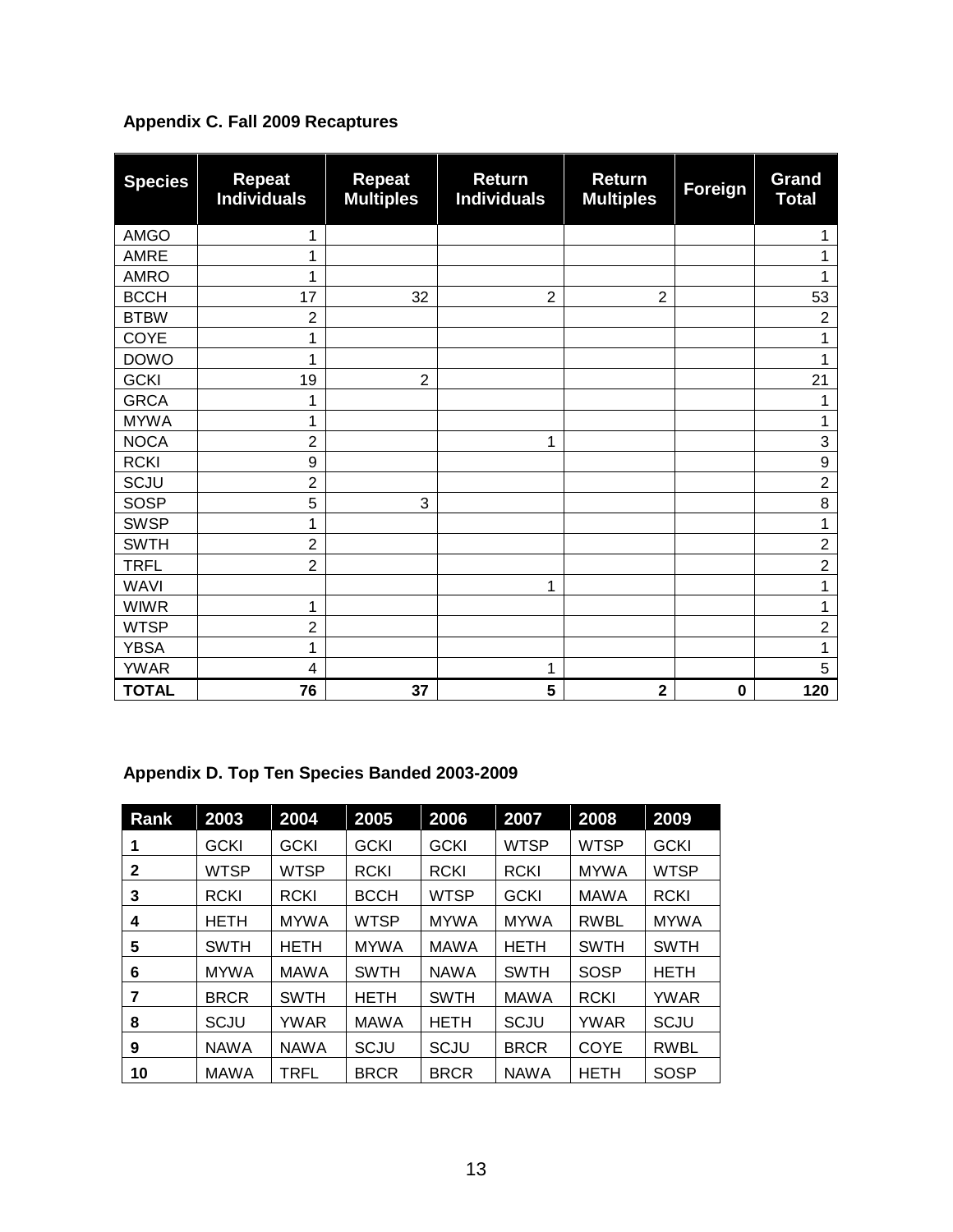**Appendix C. Fall 2009 Recaptures**

| Species | Repeat Individuals | Repeat Multiples | Return Individuals | Return Multiples | Foreign | Grand Total |
|---|---|---|---|---|---|---|
| AMGO | 1 | | | | | 1 |
| AMRE | 1 | | | | | 1 |
| AMRO | 1 | | | | | 1 |
| BCCH | 17 | 32 | 2 | 2 | | 53 |
| BTBW | 2 | | | | | 2 |
| COYE | 1 | | | | | 1 |
| DOWO | 1 | | | | | 1 |
| GCKI | 19 | 2 | | | | 21 |
| GRCA | 1 | | | | | 1 |
| MYWA | 1 | | | | | 1 |
| NOCA | 2 | | 1 | | | 3 |
| RCKI | 9 | | | | | 9 |
| SCJU | 2 | | | | | 2 |
| SOSP | 5 | 3 | | | | 8 |
| SWSP | 1 | | | | | 1 |
| SWTH | 2 | | | | | 2 |
| TRFL | 2 | | | | | 2 |
| WAVI | | | 1 | | | 1 |
| WIWR | 1 | | | | | 1 |
| WTSP | 2 | | | | | 2 |
| YBSA | 1 | | | | | 1 |
| YWAR | 4 | | 1 | | | 5 |
| **TOTAL** | **76** | **37** | **5** | **2** | **0** | **120** |

**Appendix D. Top Ten Species Banded 2003-2009**

| Rank | 2003 | 2004 | 2005 | 2006 | 2007 | 2008 | 2009 |
|---|---|---|---|---|---|---|---|
| **1** | GCKI | GCKI | GCKI | GCKI | WTSP | WTSP | GCKI |
| **2** | WTSP | WTSP | RCKI | RCKI | RCKI | MYWA | WTSP |
| **3** | RCKI | RCKI | BCCH | WTSP | GCKI | MAWA | RCKI |
| **4** | HETH | MYWA | WTSP | MYWA | MYWA | RWBL | MYWA |
| **5** | SWTH | HETH | MYWA | MAWA | HETH | SWTH | SWTH |
| **6** | MYWA | MAWA | SWTH | NAWA | SWTH | SOSP | HETH |
| **7** | BRCR | SWTH | HETH | SWTH | MAWA | RCKI | YWAR |
| **8** | SCJU | YWAR | MAWA | HETH | SCJU | YWAR | SCJU |
| **9** | NAWA | NAWA | SCJU | SCJU | BRCR | COYE | RWBL |
| **10** | MAWA | TRFL | BRCR | BRCR | NAWA | HETH | SOSP |